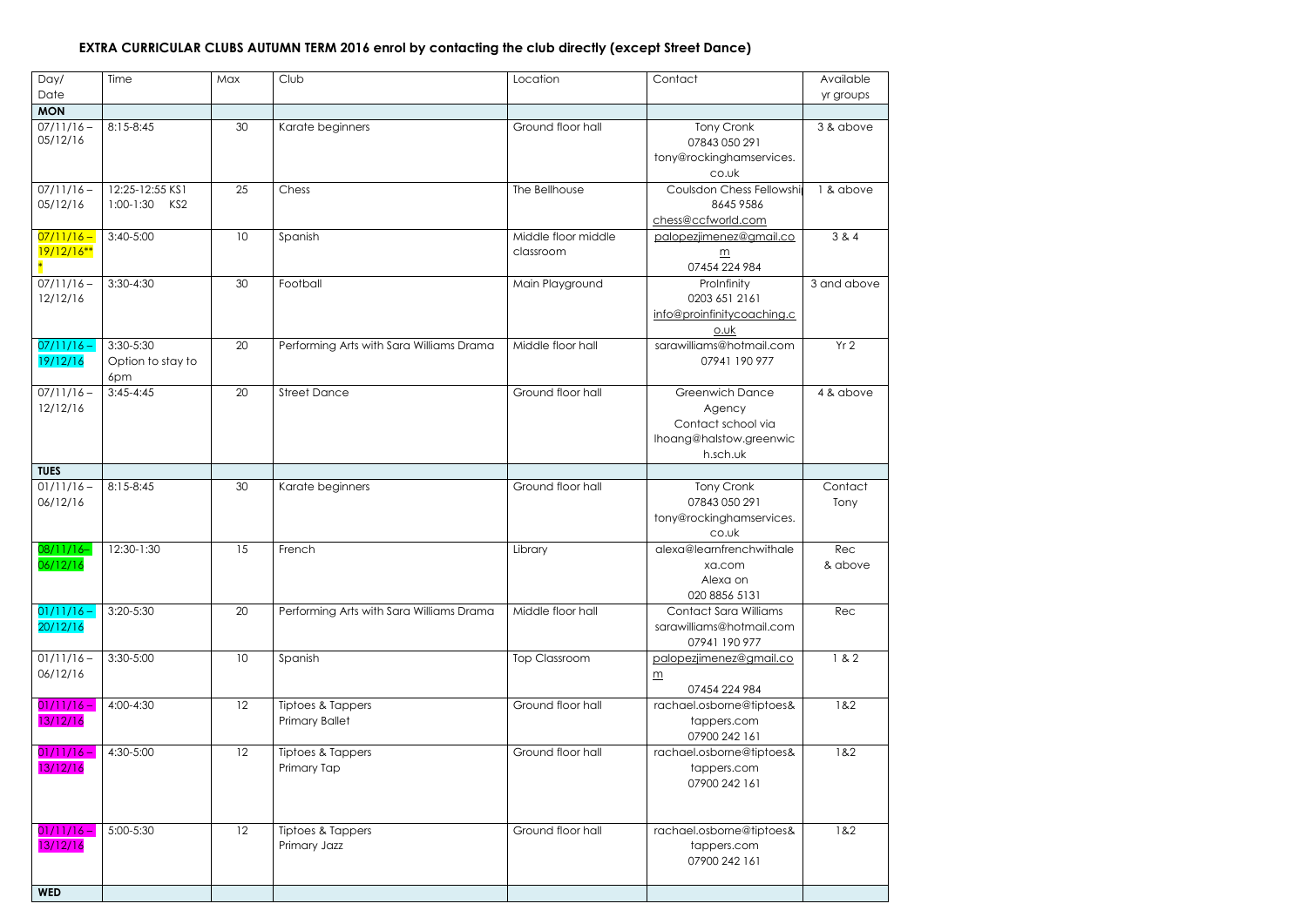**EXTRA CURRICULAR CLUBS AUTUMN TERM 2016 enrol by contacting the club directly (except Street Dance)**

| Day/ Date | Time | Max | Club | Location | Contact | Available yr groups |
|---|---|---|---|---|---|---|
| **MON** | | | | | | |
| 07/11/16 – 05/12/16 | 8:15-8:45 | 30 | Karate beginners | Ground floor hall | Tony Cronk 07843 050 291 tony@rockinghamservices.co.uk | 3 & above |
| 07/11/16 – 05/12/16 | 12:25-12:55 KS1 1:00-1:30 KS2 | 25 | Chess | The Bellhouse | Coulsdon Chess Fellowship 8645 9586 chess@ccfworld.com | 1 & above |
| 07/11/16 – 19/12/16*** | 3:40-5:00 | 10 | Spanish | Middle floor middle classroom | palopezjimenez@gmail.com 07454 224 984 | 3 & 4 |
| 07/11/16 – 12/12/16 | 3:30-4:30 | 30 | Football | Main Playground | ProInfinity 0203 651 2161 info@proinfinitycoaching.co.uk | 3 and above |
| 07/11/16 – 19/12/16 | 3:30-5:30 Option to stay to 6pm | 20 | Performing Arts with Sara Williams Drama | Middle floor hall | sarawilliams@hotmail.com 07941 190 977 | Yr 2 |
| 07/11/16 – 12/12/16 | 3:45-4:45 | 20 | Street Dance | Ground floor hall | Greenwich Dance Agency Contact school via lhoang@halstow.greenwich.sch.uk | 4 & above |
| **TUES** | | | | | | |
| 01/11/16 – 06/12/16 | 8:15-8:45 | 30 | Karate beginners | Ground floor hall | Tony Cronk 07843 050 291 tony@rockinghamservices.co.uk | Contact Tony |
| 08/11/16– 06/12/16 | 12:30-1:30 | 15 | French | Library | alexa@learnfrenchwithalexa.com Alexa on 020 8856 5131 | Rec & above |
| 01/11/16 – 20/12/16 | 3:20-5:30 | 20 | Performing Arts with Sara Williams Drama | Middle floor hall | Contact Sara Williams sarawilliams@hotmail.com 07941 190 977 | Rec |
| 01/11/16 – 06/12/16 | 3:30-5:00 | 10 | Spanish | Top Classroom | palopezjimenez@gmail.com 07454 224 984 | 1 & 2 |
| 01/11/16 – 13/12/16 | 4:00-4:30 | 12 | Tiptoes & Tappers Primary Ballet | Ground floor hall | rachael.osborne@tiptoes&tappers.com 07900 242 161 | 1&2 |
| 01/11/16 – 13/12/16 | 4:30-5:00 | 12 | Tiptoes & Tappers Primary Tap | Ground floor hall | rachael.osborne@tiptoes&tappers.com 07900 242 161 | 1&2 |
| 01/11/16 – 13/12/16 | 5:00-5:30 | 12 | Tiptoes & Tappers Primary Jazz | Ground floor hall | rachael.osborne@tiptoes&tappers.com 07900 242 161 | 1&2 |
| **WED** | | | | | | |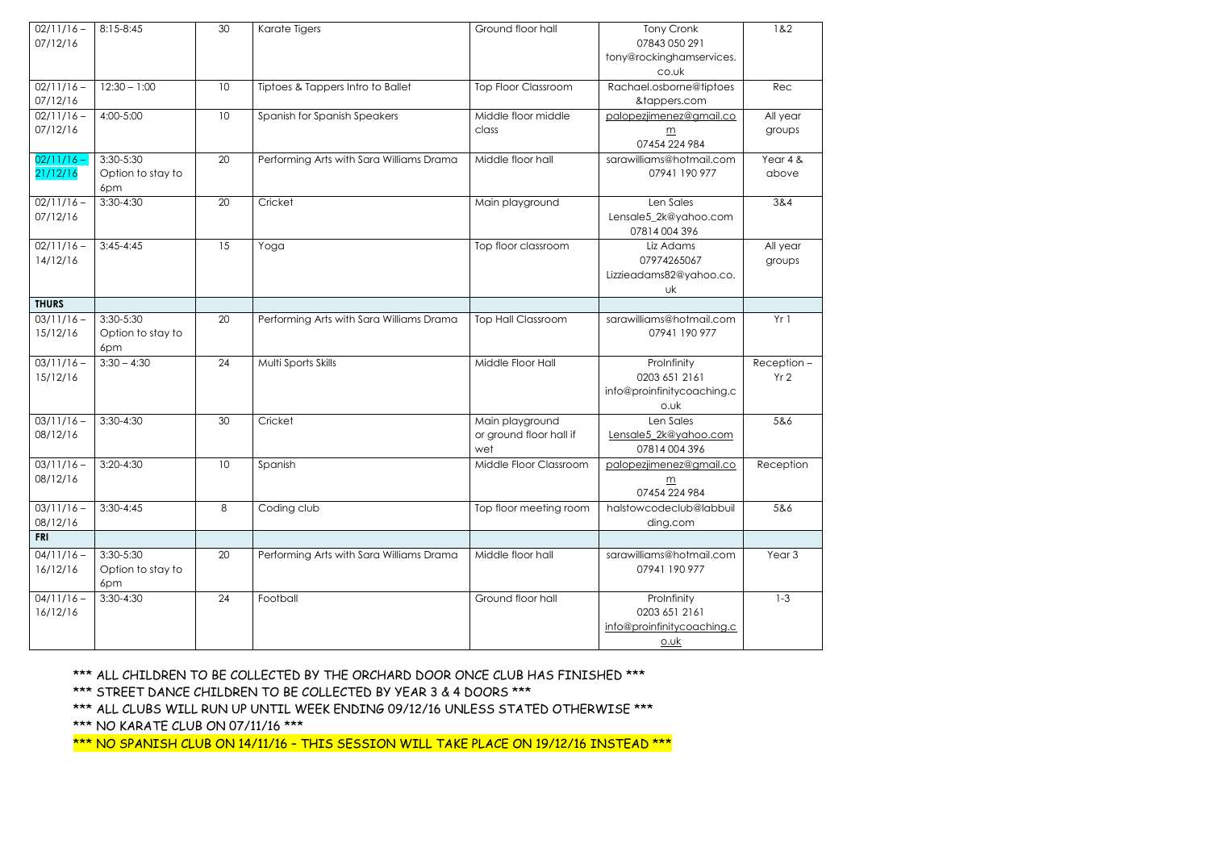| | | | | | | |
|---|---|---|---|---|---|---|
| 02/11/16 – 07/12/16 | 8:15-8:45 | 30 | Karate Tigers | Ground floor hall | Tony Cronk 07843 050 291 tony@rockinghamservices.co.uk | 1&2 |
| 02/11/16 – 07/12/16 | 12:30 – 1:00 | 10 | Tiptoes & Tappers Intro to Ballet | Top Floor Classroom | Rachael.osborne@tiptoes&tappers.com | Rec |
| 02/11/16 – 07/12/16 | 4:00-5:00 | 10 | Spanish for Spanish Speakers | Middle floor middle class | palopezjimenez@gmail.com 07454 224 984 | All year groups |
| 02/11/16 – 21/12/16 | 3:30-5:30 Option to stay to 6pm | 20 | Performing Arts with Sara Williams Drama | Middle floor hall | sarawilliams@hotmail.com 07941 190 977 | Year 4 & above |
| 02/11/16 – 07/12/16 | 3:30-4:30 | 20 | Cricket | Main playground | Len Sales Lensale5_2k@yahoo.com 07814 004 396 | 3&4 |
| 02/11/16 – 14/12/16 | 3:45-4:45 | 15 | Yoga | Top floor classroom | Liz Adams 07974265067 Lizzieadams82@yahoo.co.uk | All year groups |
| **THURS** | | | | | | |
| 03/11/16 – 15/12/16 | 3:30-5:30 Option to stay to 6pm | 20 | Performing Arts with Sara Williams Drama | Top Hall Classroom | sarawilliams@hotmail.com 07941 190 977 | Yr 1 |
| 03/11/16 – 15/12/16 | 3:30 – 4:30 | 24 | Multi Sports Skills | Middle Floor Hall | ProInfinity 0203 651 2161 info@proinfinitycoaching.co.uk | Reception – Yr 2 |
| 03/11/16 – 08/12/16 | 3:30-4:30 | 30 | Cricket | Main playground or ground floor hall if wet | Len Sales Lensale5_2k@yahoo.com 07814 004 396 | 5&6 |
| 03/11/16 – 08/12/16 | 3:20-4:30 | 10 | Spanish | Middle Floor Classroom | palopezjimenez@gmail.com 07454 224 984 | Reception |
| 03/11/16 – 08/12/16 | 3:30-4:45 | 8 | Coding club | Top floor meeting room | halstowcodeclub@labbuilding.com | 5&6 |
| **FRI** | | | | | | |
| 04/11/16 – 16/12/16 | 3:30-5:30 Option to stay to 6pm | 20 | Performing Arts with Sara Williams Drama | Middle floor hall | sarawilliams@hotmail.com 07941 190 977 | Year 3 |
| 04/11/16 – 16/12/16 | 3:30-4:30 | 24 | Football | Ground floor hall | ProInfinity 0203 651 2161 info@proinfinitycoaching.co.uk | 1-3 |

*** ALL CHILDREN TO BE COLLECTED BY THE ORCHARD DOOR ONCE CLUB HAS FINISHED ***

*** STREET DANCE CHILDREN TO BE COLLECTED BY YEAR 3 & 4 DOORS ***

*** ALL CLUBS WILL RUN UP UNTIL WEEK ENDING 09/12/16 UNLESS STATED OTHERWISE ***

*** NO KARATE CLUB ON 07/11/16 ***

*** NO SPANISH CLUB ON 14/11/16 – THIS SESSION WILL TAKE PLACE ON 19/12/16 INSTEAD ***